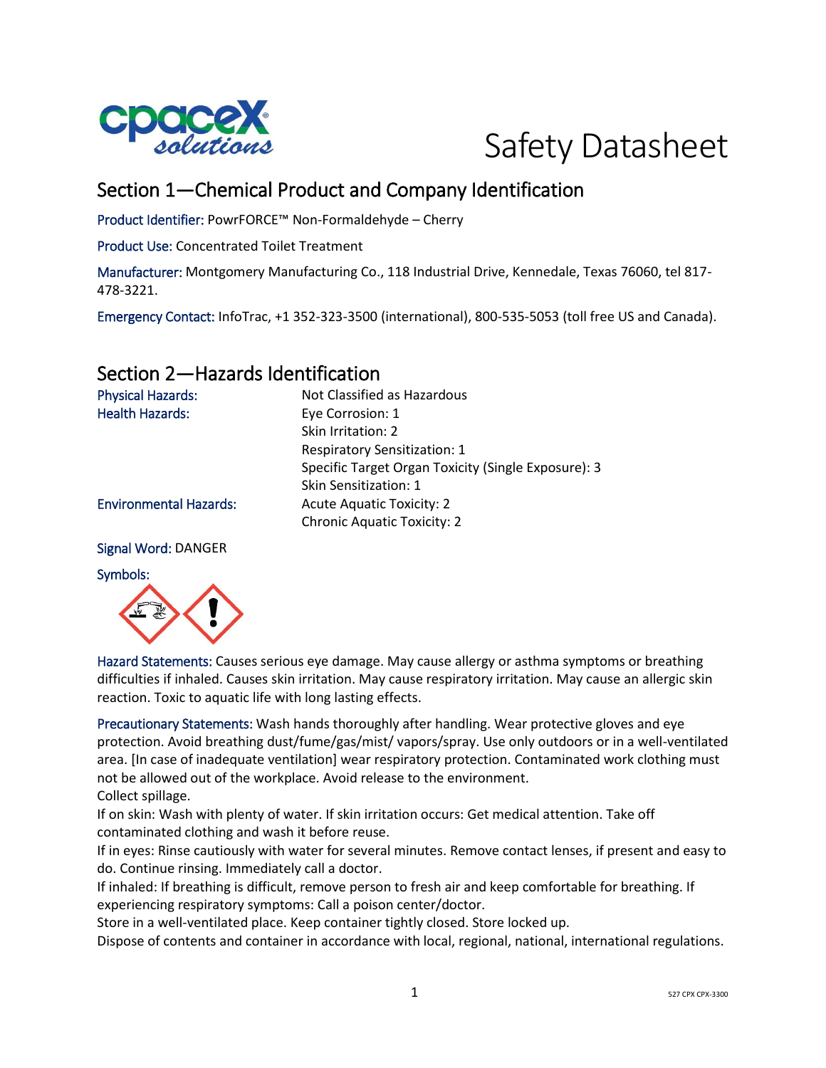# Safety Datasheet

## Section 1—Chemical Product and Company Identification

Product Identifier: PowrFORCE™ Non-Formaldehyde – Cherry

Product Use: Concentrated Toilet Treatment

Manufacturer: Montgomery Manufacturing Co., 118 Industrial Drive, Kennedale, Texas 76060, tel 817-478-3221.

Emergency Contact: InfoTrac, +1 352-323-3500 (international), 800-535-5053 (toll free US and Canada).

## Section 2—Hazards Identification

| | |
|---|---|
| Physical Hazards: | Not Classified as Hazardous |
| Health Hazards: | Eye Corrosion: 1 |
| | Skin Irritation: 2 |
| | Respiratory Sensitization: 1 |
| | Specific Target Organ Toxicity (Single Exposure): 3 |
| | Skin Sensitization: 1 |
| Environmental Hazards: | Acute Aquatic Toxicity: 2 |
| | Chronic Aquatic Toxicity: 2 |

Signal Word: DANGER

Symbols:

Hazard Statements: Causes serious eye damage. May cause allergy or asthma symptoms or breathing difficulties if inhaled. Causes skin irritation. May cause respiratory irritation. May cause an allergic skin reaction. Toxic to aquatic life with long lasting effects.

Precautionary Statements: Wash hands thoroughly after handling. Wear protective gloves and eye protection. Avoid breathing dust/fume/gas/mist/ vapors/spray. Use only outdoors or in a well-ventilated area. [In case of inadequate ventilation] wear respiratory protection. Contaminated work clothing must not be allowed out of the workplace. Avoid release to the environment.
Collect spillage.
If on skin: Wash with plenty of water. If skin irritation occurs: Get medical attention. Take off contaminated clothing and wash it before reuse.
If in eyes: Rinse cautiously with water for several minutes. Remove contact lenses, if present and easy to do. Continue rinsing. Immediately call a doctor.
If inhaled: If breathing is difficult, remove person to fresh air and keep comfortable for breathing. If experiencing respiratory symptoms: Call a poison center/doctor.
Store in a well-ventilated place. Keep container tightly closed. Store locked up.
Dispose of contents and container in accordance with local, regional, national, international regulations.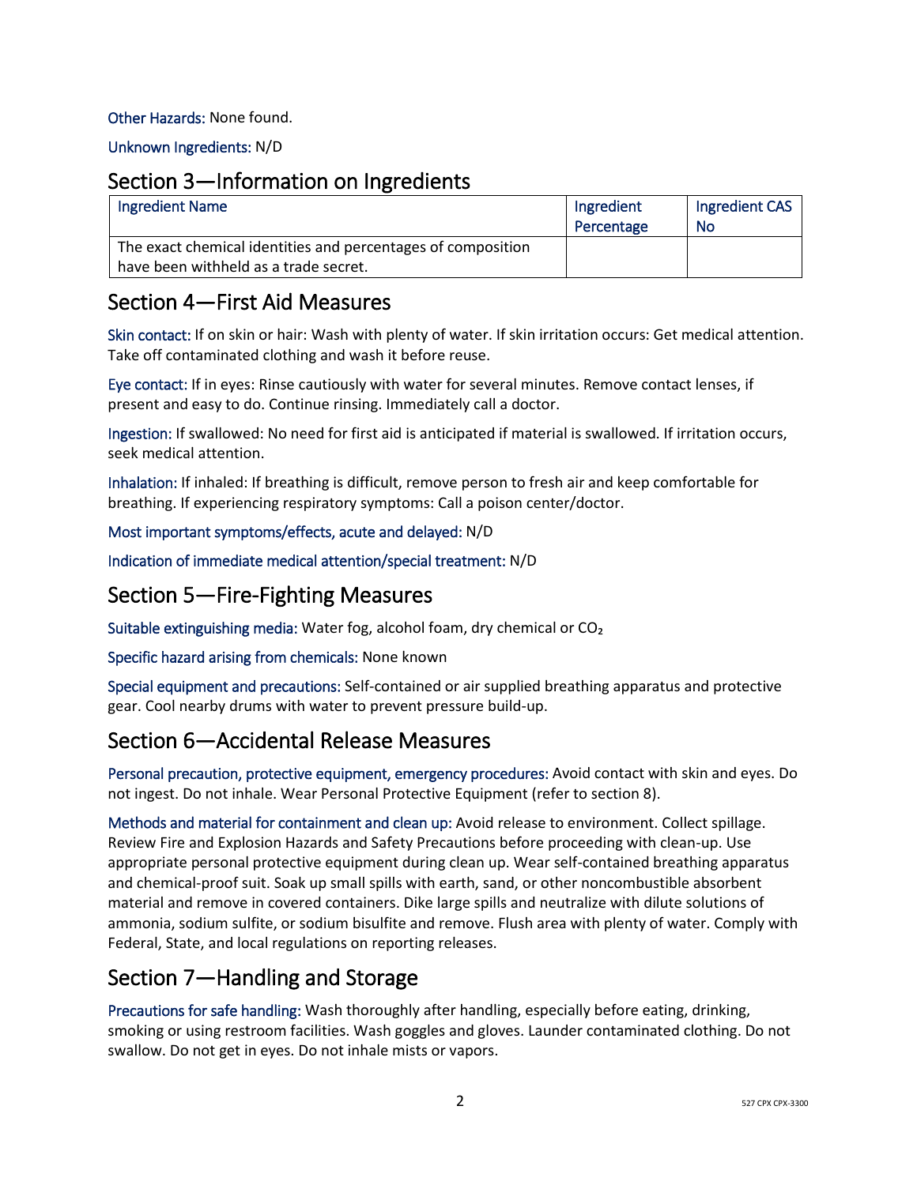Other Hazards: None found.

Unknown Ingredients: N/D

## Section 3—Information on Ingredients

| Ingredient Name | Ingredient Percentage | Ingredient CAS No |
|---|---|---|
| The exact chemical identities and percentages of composition have been withheld as a trade secret. | | |

## Section 4—First Aid Measures

Skin contact: If on skin or hair: Wash with plenty of water. If skin irritation occurs: Get medical attention. Take off contaminated clothing and wash it before reuse.

Eye contact: If in eyes: Rinse cautiously with water for several minutes. Remove contact lenses, if present and easy to do. Continue rinsing. Immediately call a doctor.

Ingestion: If swallowed: No need for first aid is anticipated if material is swallowed. If irritation occurs, seek medical attention.

Inhalation: If inhaled: If breathing is difficult, remove person to fresh air and keep comfortable for breathing. If experiencing respiratory symptoms: Call a poison center/doctor.

Most important symptoms/effects, acute and delayed: N/D

Indication of immediate medical attention/special treatment: N/D

## Section 5—Fire-Fighting Measures

Suitable extinguishing media: Water fog, alcohol foam, dry chemical or $CO_2$

Specific hazard arising from chemicals: None known

Special equipment and precautions: Self-contained or air supplied breathing apparatus and protective gear. Cool nearby drums with water to prevent pressure build-up.

## Section 6—Accidental Release Measures

Personal precaution, protective equipment, emergency procedures: Avoid contact with skin and eyes. Do not ingest. Do not inhale. Wear Personal Protective Equipment (refer to section 8).

Methods and material for containment and clean up: Avoid release to environment. Collect spillage. Review Fire and Explosion Hazards and Safety Precautions before proceeding with clean-up. Use appropriate personal protective equipment during clean up. Wear self-contained breathing apparatus and chemical-proof suit. Soak up small spills with earth, sand, or other noncombustible absorbent material and remove in covered containers. Dike large spills and neutralize with dilute solutions of ammonia, sodium sulfite, or sodium bisulfite and remove. Flush area with plenty of water. Comply with Federal, State, and local regulations on reporting releases.

## Section 7—Handling and Storage

Precautions for safe handling: Wash thoroughly after handling, especially before eating, drinking, smoking or using restroom facilities. Wash goggles and gloves. Launder contaminated clothing. Do not swallow. Do not get in eyes. Do not inhale mists or vapors.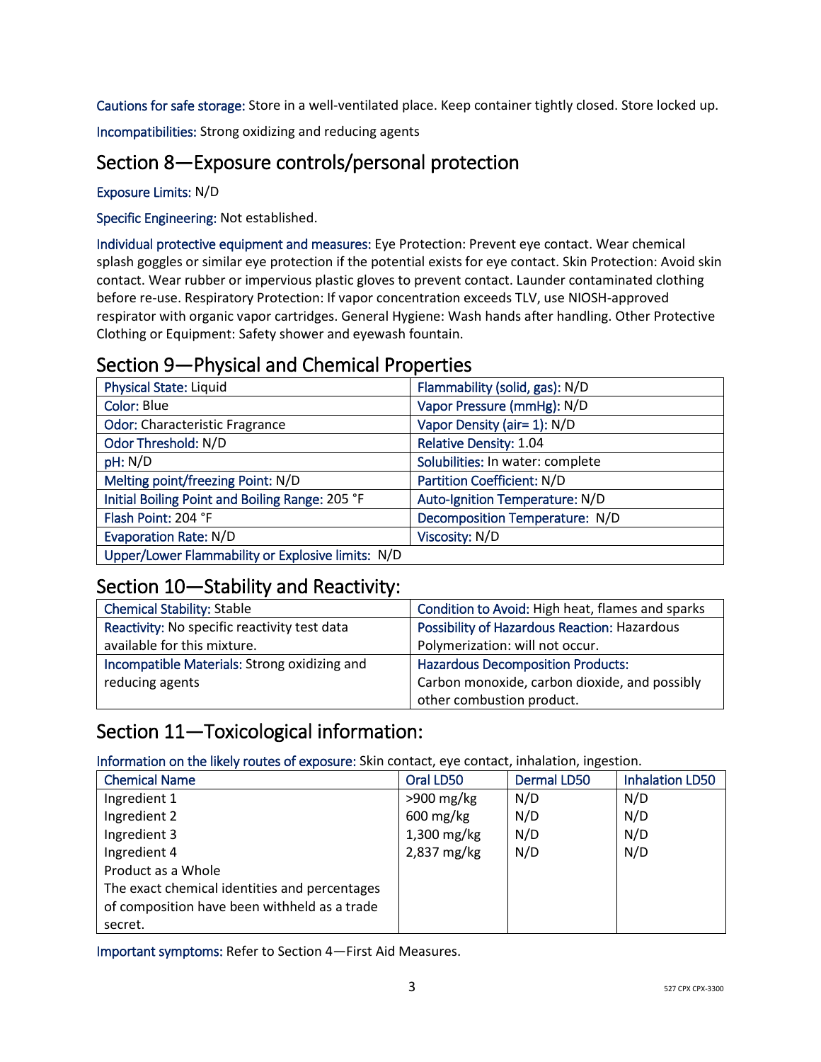Cautions for safe storage: Store in a well-ventilated place. Keep container tightly closed. Store locked up.

Incompatibilities: Strong oxidizing and reducing agents

## Section 8—Exposure controls/personal protection

Exposure Limits: N/D

Specific Engineering: Not established.

Individual protective equipment and measures: Eye Protection: Prevent eye contact. Wear chemical splash goggles or similar eye protection if the potential exists for eye contact. Skin Protection: Avoid skin contact. Wear rubber or impervious plastic gloves to prevent contact. Launder contaminated clothing before re-use. Respiratory Protection: If vapor concentration exceeds TLV, use NIOSH-approved respirator with organic vapor cartridges. General Hygiene: Wash hands after handling. Other Protective Clothing or Equipment: Safety shower and eyewash fountain.

## Section 9—Physical and Chemical Properties

| | |
|---|---|
| Physical State: Liquid | Flammability (solid, gas): N/D |
| Color: Blue | Vapor Pressure (mmHg): N/D |
| Odor: Characteristic Fragrance | Vapor Density (air= 1): N/D |
| Odor Threshold: N/D | Relative Density: 1.04 |
| pH: N/D | Solubilities: In water: complete |
| Melting point/freezing Point: N/D | Partition Coefficient: N/D |
| Initial Boiling Point and Boiling Range: 205 °F | Auto-Ignition Temperature: N/D |
| Flash Point: 204 °F | Decomposition Temperature: N/D |
| Evaporation Rate: N/D | Viscosity: N/D |
| Upper/Lower Flammability or Explosive limits: N/D | |

## Section 10—Stability and Reactivity:

| | |
|---|---|
| Chemical Stability: Stable | Condition to Avoid: High heat, flames and sparks |
| Reactivity: No specific reactivity test data available for this mixture. | Possibility of Hazardous Reaction: Hazardous Polymerization: will not occur. |
| Incompatible Materials: Strong oxidizing and reducing agents | Hazardous Decomposition Products: Carbon monoxide, carbon dioxide, and possibly other combustion product. |

## Section 11—Toxicological information:

Information on the likely routes of exposure: Skin contact, eye contact, inhalation, ingestion.

| Chemical Name | Oral LD50 | Dermal LD50 | Inhalation LD50 |
|---|---|---|---|
| Ingredient 1 | >900 mg/kg | N/D | N/D |
| Ingredient 2 | 600 mg/kg | N/D | N/D |
| Ingredient 3 | 1,300 mg/kg | N/D | N/D |
| Ingredient 4 | 2,837 mg/kg | N/D | N/D |
| Product as a Whole<br>The exact chemical identities and percentages of composition have been withheld as a trade secret. | | | |

Important symptoms: Refer to Section 4—First Aid Measures.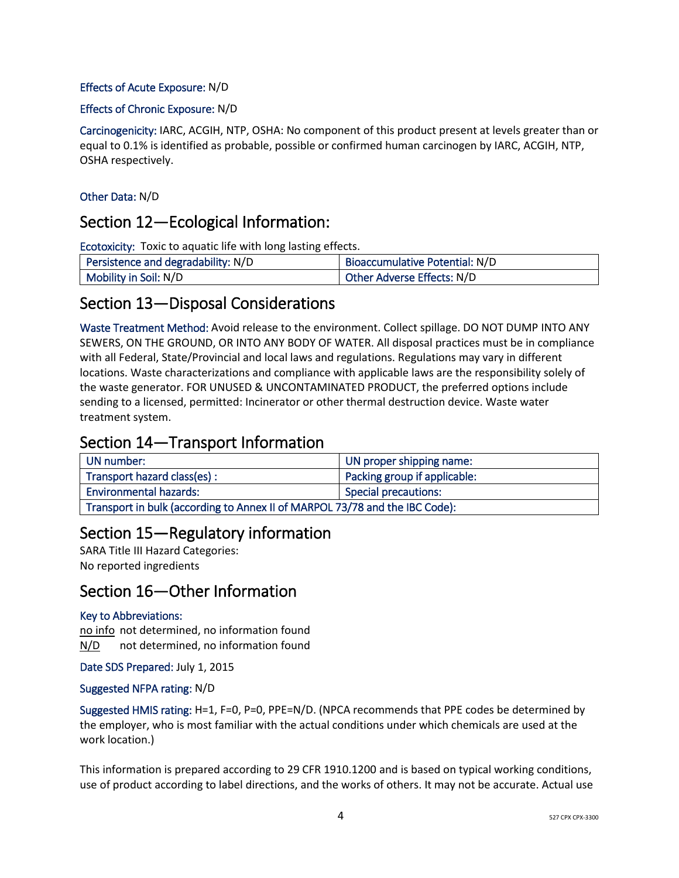Effects of Acute Exposure: N/D

Effects of Chronic Exposure: N/D

Carcinogenicity: IARC, ACGIH, NTP, OSHA: No component of this product present at levels greater than or equal to 0.1% is identified as probable, possible or confirmed human carcinogen by IARC, ACGIH, NTP, OSHA respectively.

Other Data: N/D

## Section 12—Ecological Information:

Ecotoxicity: Toxic to aquatic life with long lasting effects.

| Persistence and degradability: N/D | Bioaccumulative Potential: N/D |
|---|---|
| Mobility in Soil: N/D | Other Adverse Effects: N/D |

## Section 13—Disposal Considerations

Waste Treatment Method: Avoid release to the environment. Collect spillage. DO NOT DUMP INTO ANY SEWERS, ON THE GROUND, OR INTO ANY BODY OF WATER. All disposal practices must be in compliance with all Federal, State/Provincial and local laws and regulations. Regulations may vary in different locations. Waste characterizations and compliance with applicable laws are the responsibility solely of the waste generator. FOR UNUSED & UNCONTAMINATED PRODUCT, the preferred options include sending to a licensed, permitted: Incinerator or other thermal destruction device. Waste water treatment system.

## Section 14—Transport Information

| UN number: | UN proper shipping name: |
|---|---|
| Transport hazard class(es) : | Packing group if applicable: |
| Environmental hazards: | Special precautions: |
| Transport in bulk (according to Annex II of MARPOL 73/78 and the IBC Code): | |

## Section 15—Regulatory information

SARA Title III Hazard Categories:
No reported ingredients

## Section 16—Other Information

Key to Abbreviations:

no info not determined, no information found
N/D not determined, no information found

Date SDS Prepared: July 1, 2015

Suggested NFPA rating: N/D

Suggested HMIS rating: H=1, F=0, P=0, PPE=N/D. (NPCA recommends that PPE codes be determined by the employer, who is most familiar with the actual conditions under which chemicals are used at the work location.)

This information is prepared according to 29 CFR 1910.1200 and is based on typical working conditions, use of product according to label directions, and the works of others. It may not be accurate. Actual use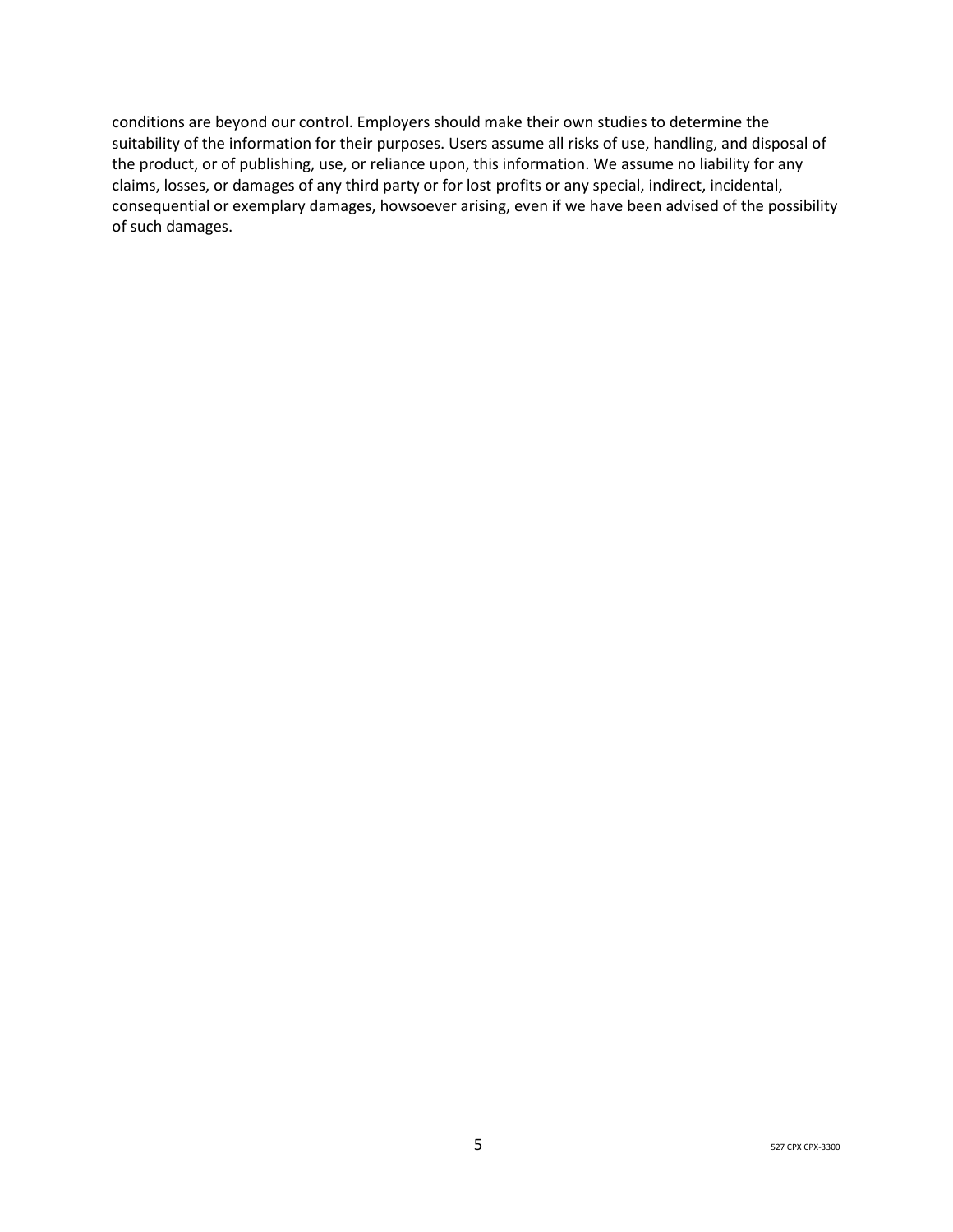conditions are beyond our control. Employers should make their own studies to determine the suitability of the information for their purposes. Users assume all risks of use, handling, and disposal of the product, or of publishing, use, or reliance upon, this information. We assume no liability for any claims, losses, or damages of any third party or for lost profits or any special, indirect, incidental, consequential or exemplary damages, howsoever arising, even if we have been advised of the possibility of such damages.